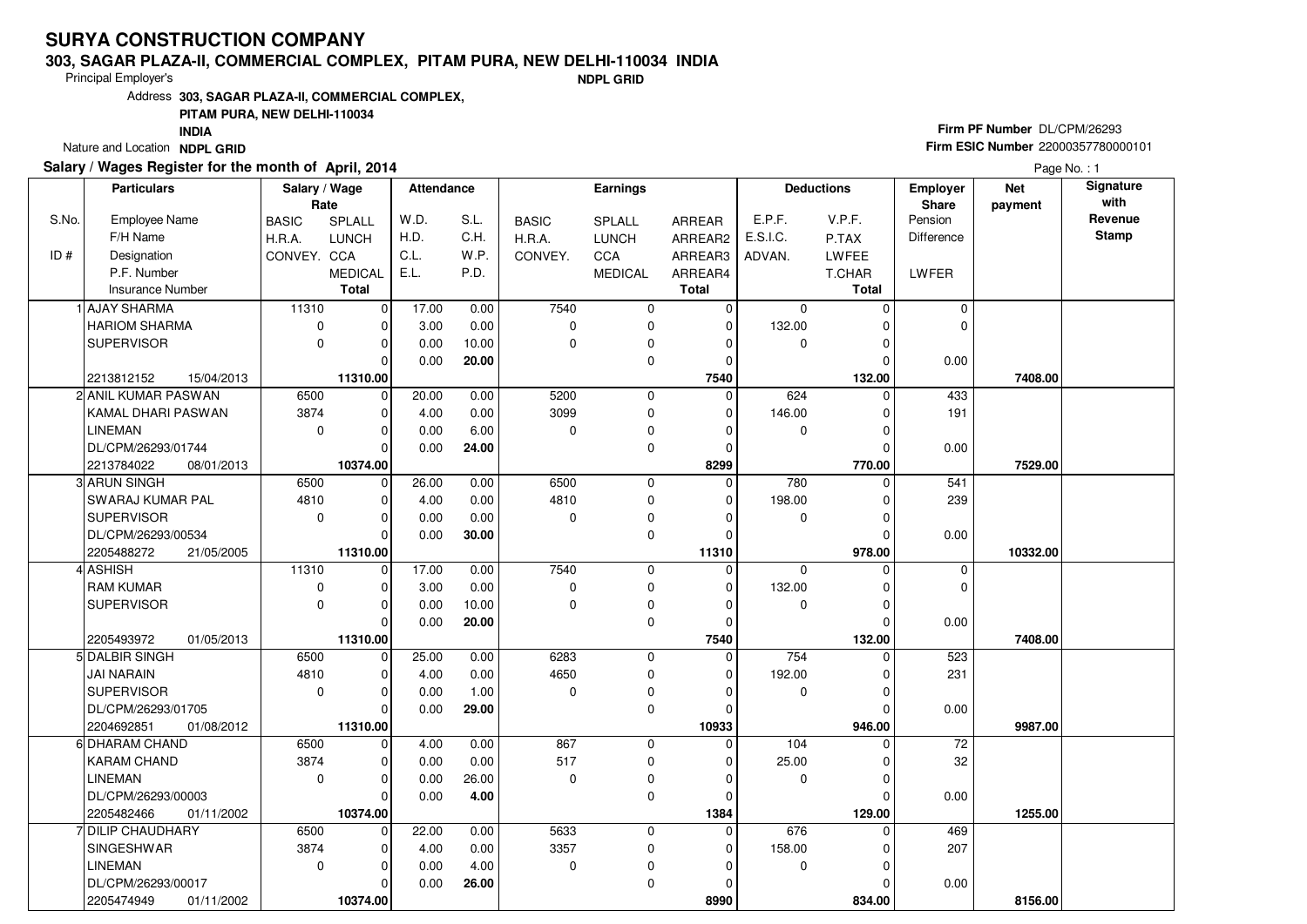# SURYA CONSTRUCTION COMPANY

**303, SAGAR PLAZA-II, COMMERCIAL COMPLEX, PITAM PURA, NEW DELHI-110034 INDIA**

Principal Employer's **NDPL GRID**

Address **303, SAGAR PLAZA-II, COMMERCIAL COMPLEX,**
**PITAM PURA, NEW DELHI-110034**
**INDIA**

Nature and Location **NDPL GRID**

**Firm PF Number** DL/CPM/26293
**Firm ESIC Number** 22000357780000101

**Salary / Wages Register for the month of April, 2014**

Page No. : 1

| S.No. / ID # | Particulars | Salary / Wage Rate | | Attendance | | Earnings | | | Deductions | | Employer Share | Net payment | Signature with Revenue Stamp |
|---|---|---|---|---|---|---|---|---|---|---|---|---|---|
| S.No. | Employee Name | BASIC | SPLALL | W.D. | S.L. | BASIC | SPLALL | ARREAR | E.P.F. | V.P.F. | Pension | | |
| | F/H Name | H.R.A. | LUNCH | H.D. | C.H. | H.R.A. | LUNCH | ARREAR2 | E.S.I.C. | P.TAX | Difference | | |
| ID # | Designation | CONVEY. | CCA | C.L. | W.P. | CONVEY. | CCA | ARREAR3 | ADVAN. | LWFEE | | | |
| | P.F. Number | | MEDICAL | E.L. | P.D. | | MEDICAL | ARREAR4 | | T.CHAR | LWFER | | |
| | Insurance Number | | Total | | | | | Total | | Total | | | |
| 1 | AJAY SHARMA | 11310 | 0 | 17.00 | 0.00 | 7540 | 0 | 0 | 0 | 0 | 0 | | |
| | HARIOM SHARMA | 0 | 0 | 3.00 | 0.00 | 0 | 0 | 0 | 132.00 | 0 | 0 | | |
| | SUPERVISOR | 0 | 0 | 0.00 | 10.00 | 0 | 0 | 0 | 0 | 0 | | | |
| | | | 0 | 0.00 | **20.00** | | 0 | 0 | | 0 | 0.00 | | |
| | 2213812152 15/04/2013 | | **11310.00** | | | | | **7540** | | **132.00** | | **7408.00** | |
| 2 | ANIL KUMAR PASWAN | 6500 | 0 | 20.00 | 0.00 | 5200 | 0 | 0 | 624 | 0 | 433 | | |
| | KAMAL DHARI PASWAN | 3874 | 0 | 4.00 | 0.00 | 3099 | 0 | 0 | 146.00 | 0 | 191 | | |
| | LINEMAN | 0 | 0 | 0.00 | 6.00 | 0 | 0 | 0 | 0 | 0 | | | |
| | DL/CPM/26293/01744 | | 0 | 0.00 | **24.00** | | 0 | 0 | | 0 | 0.00 | | |
| | 2213784022 08/01/2013 | | **10374.00** | | | | | **8299** | | **770.00** | | **7529.00** | |
| 3 | ARUN SINGH | 6500 | 0 | 26.00 | 0.00 | 6500 | 0 | 0 | 780 | 0 | 541 | | |
| | SWARAJ KUMAR PAL | 4810 | 0 | 4.00 | 0.00 | 4810 | 0 | 0 | 198.00 | 0 | 239 | | |
| | SUPERVISOR | 0 | 0 | 0.00 | 0.00 | 0 | 0 | 0 | 0 | 0 | | | |
| | DL/CPM/26293/00534 | | 0 | 0.00 | **30.00** | | 0 | 0 | | 0 | 0.00 | | |
| | 2205488272 21/05/2005 | | **11310.00** | | | | | **11310** | | **978.00** | | **10332.00** | |
| 4 | ASHISH | 11310 | 0 | 17.00 | 0.00 | 7540 | 0 | 0 | 0 | 0 | 0 | | |
| | RAM KUMAR | 0 | 0 | 3.00 | 0.00 | 0 | 0 | 0 | 132.00 | 0 | 0 | | |
| | SUPERVISOR | 0 | 0 | 0.00 | 10.00 | 0 | 0 | 0 | 0 | 0 | | | |
| | | | 0 | 0.00 | **20.00** | | 0 | 0 | | 0 | 0.00 | | |
| | 2205493972 01/05/2013 | | **11310.00** | | | | | **7540** | | **132.00** | | **7408.00** | |
| 5 | DALBIR SINGH | 6500 | 0 | 25.00 | 0.00 | 6283 | 0 | 0 | 754 | 0 | 523 | | |
| | JAI NARAIN | 4810 | 0 | 4.00 | 0.00 | 4650 | 0 | 0 | 192.00 | 0 | 231 | | |
| | SUPERVISOR | 0 | 0 | 0.00 | 1.00 | 0 | 0 | 0 | 0 | 0 | | | |
| | DL/CPM/26293/01705 | | 0 | 0.00 | **29.00** | | 0 | 0 | | 0 | 0.00 | | |
| | 2204692851 01/08/2012 | | **11310.00** | | | | | **10933** | | **946.00** | | **9987.00** | |
| 6 | DHARAM CHAND | 6500 | 0 | 4.00 | 0.00 | 867 | 0 | 0 | 104 | 0 | 72 | | |
| | KARAM CHAND | 3874 | 0 | 0.00 | 0.00 | 517 | 0 | 0 | 25.00 | 0 | 32 | | |
| | LINEMAN | 0 | 0 | 0.00 | 26.00 | 0 | 0 | 0 | 0 | 0 | | | |
| | DL/CPM/26293/00003 | | 0 | 0.00 | **4.00** | | 0 | 0 | | 0 | 0.00 | | |
| | 2205482466 01/11/2002 | | **10374.00** | | | | | **1384** | | **129.00** | | **1255.00** | |
| 7 | DILIP CHAUDHARY | 6500 | 0 | 22.00 | 0.00 | 5633 | 0 | 0 | 676 | 0 | 469 | | |
| | SINGESHWAR | 3874 | 0 | 4.00 | 0.00 | 3357 | 0 | 0 | 158.00 | 0 | 207 | | |
| | LINEMAN | 0 | 0 | 0.00 | 4.00 | 0 | 0 | 0 | 0 | 0 | | | |
| | DL/CPM/26293/00017 | | 0 | 0.00 | **26.00** | | 0 | 0 | | 0 | 0.00 | | |
| | 2205474949 01/11/2002 | | **10374.00** | | | | | **8990** | | **834.00** | | **8156.00** | |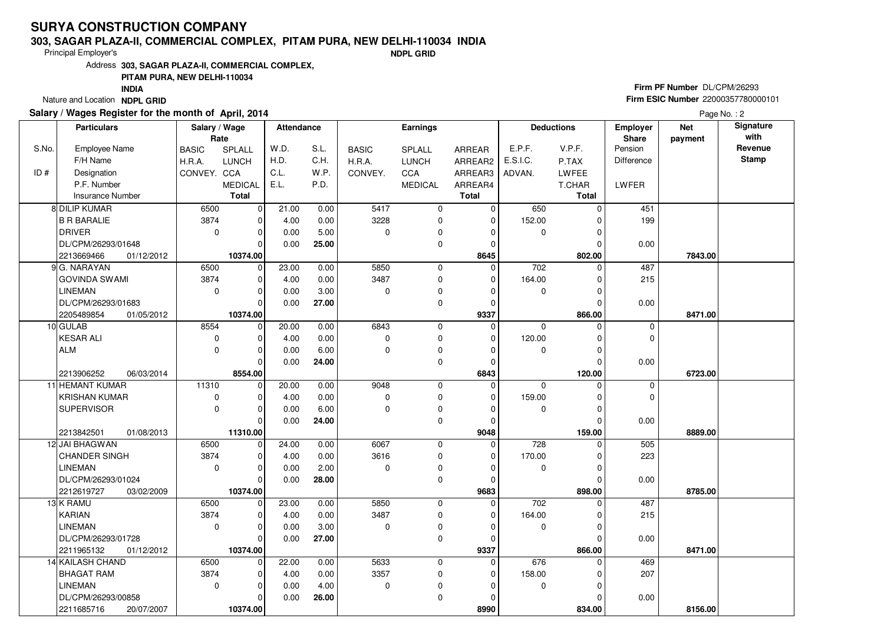# SURYA CONSTRUCTION COMPANY

**303, SAGAR PLAZA-II, COMMERCIAL COMPLEX, PITAM PURA, NEW DELHI-110034 INDIA**

Principal Employer's **NDPL GRID**

Address **303, SAGAR PLAZA-II, COMMERCIAL COMPLEX, PITAM PURA, NEW DELHI-110034 INDIA**

Nature and Location **NDPL GRID**

**Firm PF Number** DL/CPM/26293

**Firm ESIC Number** 22000357780000101

**Salary / Wages Register for the month of April, 2014**

| S.No. / ID # | Employee Name / F/H Name / Designation / P.F. Number / Insurance Number | BASIC / H.R.A. / CONVEY. (Rate) | SPLALL / LUNCH / CCA / MEDICAL / Total (Rate) | W.D. / H.D. / C.L. / E.L. | S.L. / C.H. / W.P. / P.D. | BASIC / H.R.A. / CONVEY. (Earnings) | SPLALL / LUNCH / CCA / MEDICAL | ARREAR / ARREAR2 / ARREAR3 / ARREAR4 / Total | E.P.F. / E.S.I.C. / ADVAN. | V.P.F. / P.TAX / LWFEE / T.CHAR / Total | Employer Share Pension / Difference / LWFER | Net payment | Signature with Revenue Stamp |
|---|---|---|---|---|---|---|---|---|---|---|---|---|---|
| 8 | DILIP KUMAR | 6500 | 0 | 21.00 | 0.00 | 5417 | 0 | 0 | 650 | 0 | 451 | | |
| | B R BARALIE | 3874 | 0 | 4.00 | 0.00 | 3228 | 0 | 0 | 152.00 | 0 | 199 | | |
| | DRIVER | 0 | 0 | 0.00 | 5.00 | 0 | 0 | 0 | 0 | 0 | | | |
| | DL/CPM/26293/01648 | | 0 | 0.00 | **25.00** | | 0 | 0 | | 0 | 0.00 | | |
| | 2213669466 01/12/2012 | | **10374.00** | | | | | **8645** | | **802.00** | | **7843.00** | |
| 9 | G. NARAYAN | 6500 | 0 | 23.00 | 0.00 | 5850 | 0 | 0 | 702 | 0 | 487 | | |
| | GOVINDA SWAMI | 3874 | 0 | 4.00 | 0.00 | 3487 | 0 | 0 | 164.00 | 0 | 215 | | |
| | LINEMAN | 0 | 0 | 0.00 | 3.00 | 0 | 0 | 0 | 0 | 0 | | | |
| | DL/CPM/26293/01683 | | 0 | 0.00 | **27.00** | | 0 | 0 | | 0 | 0.00 | | |
| | 2205489854 01/05/2012 | | **10374.00** | | | | | **9337** | | **866.00** | | **8471.00** | |
| 10 | GULAB | 8554 | 0 | 20.00 | 0.00 | 6843 | 0 | 0 | 0 | 0 | 0 | | |
| | KESAR ALI | 0 | 0 | 4.00 | 0.00 | 0 | 0 | 0 | 120.00 | 0 | 0 | | |
| | ALM | 0 | 0 | 0.00 | 6.00 | 0 | 0 | 0 | 0 | 0 | | | |
| | | | 0 | 0.00 | **24.00** | | 0 | 0 | | 0 | 0.00 | | |
| | 2213906252 06/03/2014 | | **8554.00** | | | | | **6843** | | **120.00** | | **6723.00** | |
| 11 | HEMANT KUMAR | 11310 | 0 | 20.00 | 0.00 | 9048 | 0 | 0 | 0 | 0 | 0 | | |
| | KRISHAN KUMAR | 0 | 0 | 4.00 | 0.00 | 0 | 0 | 0 | 159.00 | 0 | 0 | | |
| | SUPERVISOR | 0 | 0 | 0.00 | 6.00 | 0 | 0 | 0 | 0 | 0 | | | |
| | | | 0 | 0.00 | **24.00** | | 0 | 0 | | 0 | 0.00 | | |
| | 2213842501 01/08/2013 | | **11310.00** | | | | | **9048** | | **159.00** | | **8889.00** | |
| 12 | JAI BHAGWAN | 6500 | 0 | 24.00 | 0.00 | 6067 | 0 | 0 | 728 | 0 | 505 | | |
| | CHANDER SINGH | 3874 | 0 | 4.00 | 0.00 | 3616 | 0 | 0 | 170.00 | 0 | 223 | | |
| | LINEMAN | 0 | 0 | 0.00 | 2.00 | 0 | 0 | 0 | 0 | 0 | | | |
| | DL/CPM/26293/01024 | | 0 | 0.00 | **28.00** | | 0 | 0 | | 0 | 0.00 | | |
| | 2212619727 03/02/2009 | | **10374.00** | | | | | **9683** | | **898.00** | | **8785.00** | |
| 13 | K RAMU | 6500 | 0 | 23.00 | 0.00 | 5850 | 0 | 0 | 702 | 0 | 487 | | |
| | KARIAN | 3874 | 0 | 4.00 | 0.00 | 3487 | 0 | 0 | 164.00 | 0 | 215 | | |
| | LINEMAN | 0 | 0 | 0.00 | 3.00 | 0 | 0 | 0 | 0 | 0 | | | |
| | DL/CPM/26293/01728 | | 0 | 0.00 | **27.00** | | 0 | 0 | | 0 | 0.00 | | |
| | 2211965132 01/12/2012 | | **10374.00** | | | | | **9337** | | **866.00** | | **8471.00** | |
| 14 | KAILASH CHAND | 6500 | 0 | 22.00 | 0.00 | 5633 | 0 | 0 | 676 | 0 | 469 | | |
| | BHAGAT RAM | 3874 | 0 | 4.00 | 0.00 | 3357 | 0 | 0 | 158.00 | 0 | 207 | | |
| | LINEMAN | 0 | 0 | 0.00 | 4.00 | 0 | 0 | 0 | 0 | 0 | | | |
| | DL/CPM/26293/00858 | | 0 | 0.00 | **26.00** | | 0 | 0 | | 0 | 0.00 | | |
| | 2211685716 20/07/2007 | | **10374.00** | | | | | **8990** | | **834.00** | | **8156.00** | |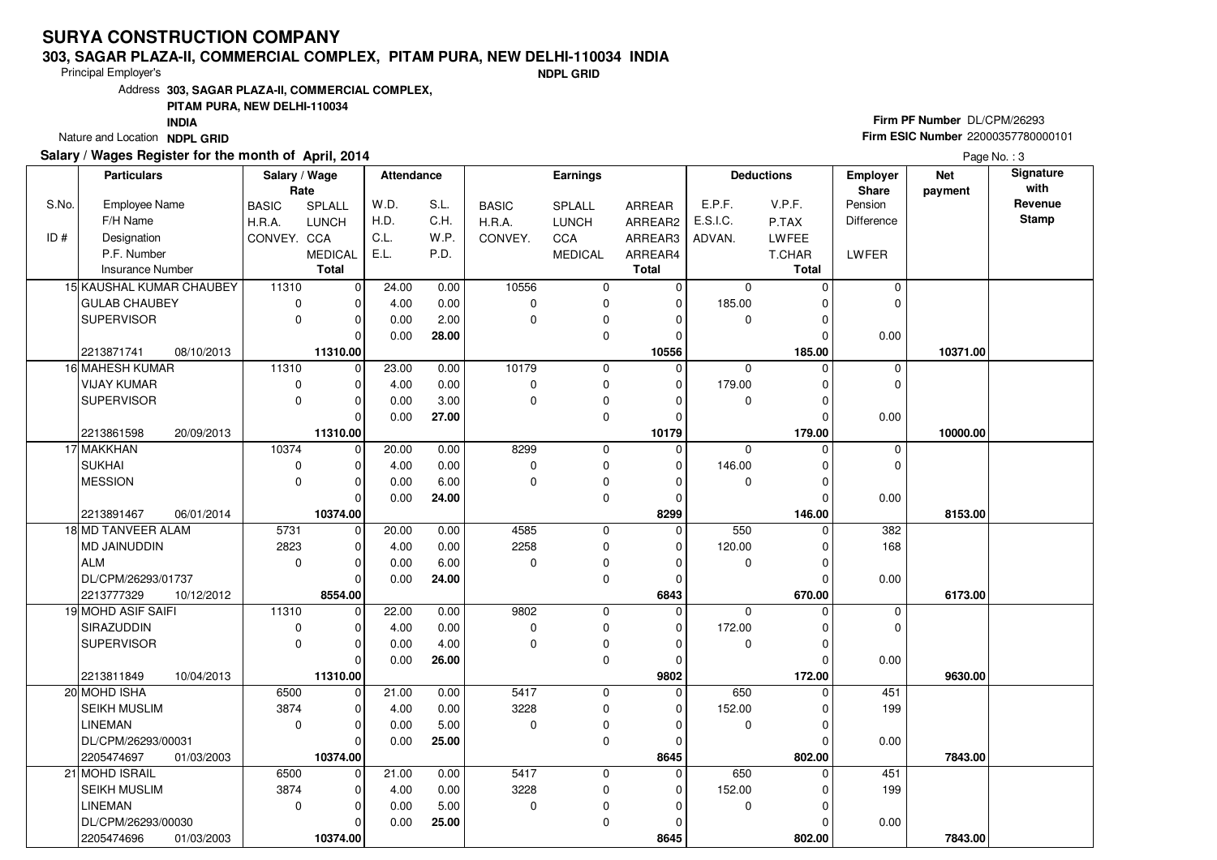# SURYA CONSTRUCTION COMPANY

**303, SAGAR PLAZA-II, COMMERCIAL COMPLEX, PITAM PURA, NEW DELHI-110034 INDIA**

Principal Employer's **NDPL GRID**

Address **303, SAGAR PLAZA-II, COMMERCIAL COMPLEX, PITAM PURA, NEW DELHI-110034 INDIA**

Nature and Location **NDPL GRID**

**Firm PF Number** DL/CPM/26293

**Firm ESIC Number** 22000357780000101

**Salary / Wages Register for the month of April, 2014**

| S.No. / ID # | Particulars: Employee Name / F/H Name / Designation / P.F. Number / Insurance Number | Salary / Wage Rate: BASIC / H.R.A. / CONVEY. | Salary / Wage Rate: SPLALL / LUNCH / CCA / MEDICAL / Total | Attendance: W.D. / H.D. / C.L. / E.L. | Attendance: S.L. / C.H. / W.P. / P.D. | Earnings: BASIC / H.R.A. / CONVEY. | Earnings: SPLALL / LUNCH / CCA / MEDICAL | Earnings: ARREAR / ARREAR2 / ARREAR3 / ARREAR4 / Total | Deductions: E.P.F. / E.S.I.C. / ADVAN. | Deductions: V.P.F. / P.TAX / LWFEE / T.CHAR / Total | Employer Share: Pension / Difference / LWFER | Net payment | Signature with Revenue Stamp |
|---|---|---|---|---|---|---|---|---|---|---|---|---|---|
| 15 | KAUSHAL KUMAR CHAUBEY / GULAB CHAUBEY / SUPERVISOR / 2213871741 08/10/2013 | 11310 / 0 / 0 | 0 / 0 / 0 / 0 / 11310.00 | 24.00 / 4.00 / 0.00 / 0.00 | 0.00 / 0.00 / 2.00 / 28.00 | 10556 / 0 / 0 | 0 / 0 / 0 / 0 | 0 / 0 / 0 / 0 / 10556 | 0 / 185.00 / 0 | 0 / 0 / 0 / 0 / 185.00 | 0 / 0 / 0.00 | 10371.00 | |
| 16 | MAHESH KUMAR / VIJAY KUMAR / SUPERVISOR / 2213861598 20/09/2013 | 11310 / 0 / 0 | 0 / 0 / 0 / 0 / 11310.00 | 23.00 / 4.00 / 0.00 / 0.00 | 0.00 / 0.00 / 3.00 / 27.00 | 10179 / 0 / 0 | 0 / 0 / 0 / 0 | 0 / 0 / 0 / 0 / 10179 | 0 / 179.00 / 0 | 0 / 0 / 0 / 0 / 179.00 | 0 / 0 / 0.00 | 10000.00 | |
| 17 | MAKKHAN / SUKHAI / MESSION / 2213891467 06/01/2014 | 10374 / 0 / 0 | 0 / 0 / 0 / 0 / 10374.00 | 20.00 / 4.00 / 0.00 / 0.00 | 0.00 / 0.00 / 6.00 / 24.00 | 8299 / 0 / 0 | 0 / 0 / 0 / 0 | 0 / 0 / 0 / 0 / 8299 | 0 / 146.00 / 0 | 0 / 0 / 0 / 0 / 146.00 | 0 / 0 / 0.00 | 8153.00 | |
| 18 | MD TANVEER ALAM / MD JAINUDDIN / ALM / DL/CPM/26293/01737 / 2213777329 10/12/2012 | 5731 / 2823 / 0 | 0 / 0 / 0 / 0 / 8554.00 | 20.00 / 4.00 / 0.00 / 0.00 | 0.00 / 0.00 / 6.00 / 24.00 | 4585 / 2258 / 0 | 0 / 0 / 0 / 0 | 0 / 0 / 0 / 0 / 6843 | 550 / 120.00 / 0 | 0 / 0 / 0 / 0 / 670.00 | 382 / 168 / 0.00 | 6173.00 | |
| 19 | MOHD ASIF SAIFI / SIRAZUDDIN / SUPERVISOR / 2213811849 10/04/2013 | 11310 / 0 / 0 | 0 / 0 / 0 / 0 / 11310.00 | 22.00 / 4.00 / 0.00 / 0.00 | 0.00 / 0.00 / 4.00 / 26.00 | 9802 / 0 / 0 | 0 / 0 / 0 / 0 | 0 / 0 / 0 / 0 / 9802 | 0 / 172.00 / 0 | 0 / 0 / 0 / 0 / 172.00 | 0 / 0 / 0.00 | 9630.00 | |
| 20 | MOHD ISHA / SEIKH MUSLIM / LINEMAN / DL/CPM/26293/00031 / 2205474697 01/03/2003 | 6500 / 3874 / 0 | 0 / 0 / 0 / 0 / 10374.00 | 21.00 / 4.00 / 0.00 / 0.00 | 0.00 / 0.00 / 5.00 / 25.00 | 5417 / 3228 / 0 | 0 / 0 / 0 / 0 | 0 / 0 / 0 / 0 / 8645 | 650 / 152.00 / 0 | 0 / 0 / 0 / 0 / 802.00 | 451 / 199 / 0.00 | 7843.00 | |
| 21 | MOHD ISRAIL / SEIKH MUSLIM / LINEMAN / DL/CPM/26293/00030 / 2205474696 01/03/2003 | 6500 / 3874 / 0 | 0 / 0 / 0 / 0 / 10374.00 | 21.00 / 4.00 / 0.00 / 0.00 | 0.00 / 0.00 / 5.00 / 25.00 | 5417 / 3228 / 0 | 0 / 0 / 0 / 0 | 0 / 0 / 0 / 0 / 8645 | 650 / 152.00 / 0 | 0 / 0 / 0 / 0 / 802.00 | 451 / 199 / 0.00 | 7843.00 | |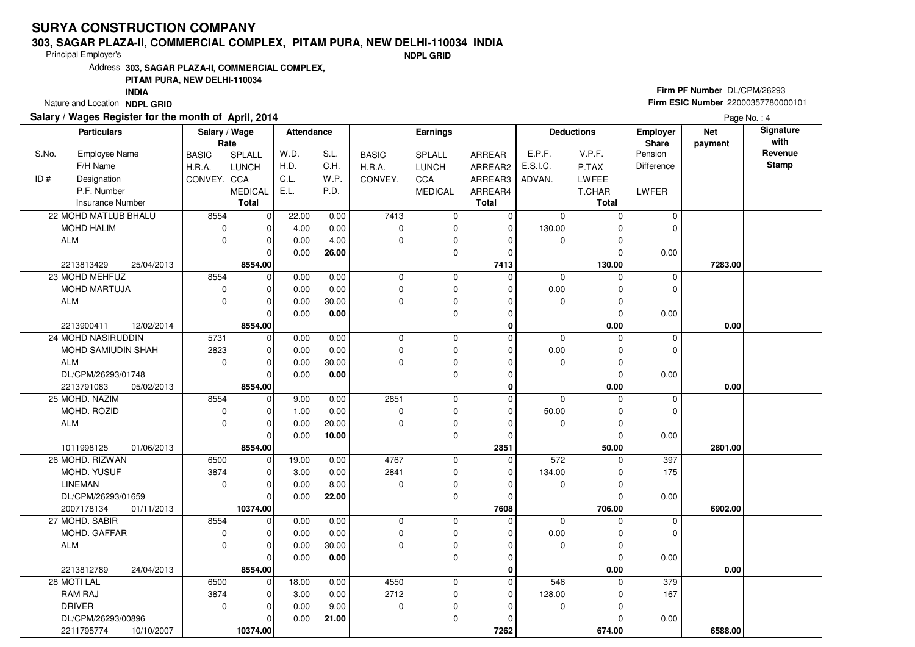# SURYA CONSTRUCTION COMPANY

## 303, SAGAR PLAZA-II, COMMERCIAL COMPLEX, PITAM PURA, NEW DELHI-110034 INDIA

Principal Employer's **NDPL GRID**

Address **303, SAGAR PLAZA-II, COMMERCIAL COMPLEX, PITAM PURA, NEW DELHI-110034 INDIA**

Nature and Location **NDPL GRID**

**Firm PF Number** DL/CPM/26293

**Firm ESIC Number** 22000357780000101

**Salary / Wages Register for the month of April, 2014**

| S.No. / ID # | Employee Name / F/H Name / Designation / P.F. Number / Insurance Number | | Salary / Wage Rate: BASIC / H.R.A. / CONVEY. | SPLALL / LUNCH / CCA / MEDICAL / Total | Attendance: W.D. / H.D. / C.L. / E.L. | S.L. / C.H. / W.P. / P.D. | Earnings: BASIC / H.R.A. / CONVEY. | SPLALL / LUNCH / CCA / MEDICAL | ARREAR / ARREAR2 / ARREAR3 / ARREAR4 / Total | Deductions: E.P.F. / E.S.I.C. / ADVAN. | V.P.F. / P.TAX / LWFEE / T.CHAR / Total | Employer Share: Pension / Difference / LWFER | Net payment | Signature with Revenue Stamp |
|---|---|---|---|---|---|---|---|---|---|---|---|---|---|---|
| 22 | MOHD MATLUB BHALU | | 8554 | 0 | 22.00 | 0.00 | 7413 | 0 | 0 | 0 | 0 | 0 | | |
| | MOHD HALIM | | 0 | 0 | 4.00 | 0.00 | 0 | 0 | 0 | 130.00 | 0 | 0 | | |
| | ALM | | 0 | 0 | 0.00 | 4.00 | 0 | 0 | 0 | 0 | 0 | | | |
| | | | | 0 | 0.00 | 26.00 | | 0 | 0 | | 0 | 0.00 | | |
| | 2213813429 | 25/04/2013 | | **8554.00** | | | | | **7413** | | **130.00** | | **7283.00** | |
| 23 | MOHD MEHFUZ | | 8554 | 0 | 0.00 | 0.00 | 0 | 0 | 0 | 0 | 0 | 0 | | |
| | MOHD MARTUJA | | 0 | 0 | 0.00 | 0.00 | 0 | 0 | 0 | 0.00 | 0 | 0 | | |
| | ALM | | 0 | 0 | 0.00 | 30.00 | 0 | 0 | 0 | 0 | 0 | | | |
| | | | | 0 | 0.00 | **0.00** | | 0 | 0 | | 0 | 0.00 | | |
| | 2213900411 | 12/02/2014 | | **8554.00** | | | | | **0** | | **0.00** | | **0.00** | |
| 24 | MOHD NASIRUDDIN | | 5731 | 0 | 0.00 | 0.00 | 0 | 0 | 0 | 0 | 0 | 0 | | |
| | MOHD SAMIUDIN SHAH | | 2823 | 0 | 0.00 | 0.00 | 0 | 0 | 0 | 0.00 | 0 | 0 | | |
| | ALM | | 0 | 0 | 0.00 | 30.00 | 0 | 0 | 0 | 0 | 0 | | | |
| | DL/CPM/26293/01748 | | | 0 | 0.00 | **0.00** | | 0 | 0 | | 0 | 0.00 | | |
| | 2213791083 | 05/02/2013 | | **8554.00** | | | | | **0** | | **0.00** | | **0.00** | |
| 25 | MOHD. NAZIM | | 8554 | 0 | 9.00 | 0.00 | 2851 | 0 | 0 | 0 | 0 | 0 | | |
| | MOHD. ROZID | | 0 | 0 | 1.00 | 0.00 | 0 | 0 | 0 | 50.00 | 0 | 0 | | |
| | ALM | | 0 | 0 | 0.00 | 20.00 | 0 | 0 | 0 | 0 | 0 | | | |
| | | | | 0 | 0.00 | **10.00** | | 0 | 0 | | 0 | 0.00 | | |
| | 1011998125 | 01/06/2013 | | **8554.00** | | | | | **2851** | | **50.00** | | **2801.00** | |
| 26 | MOHD. RIZWAN | | 6500 | 0 | 19.00 | 0.00 | 4767 | 0 | 0 | 572 | 0 | 397 | | |
| | MOHD. YUSUF | | 3874 | 0 | 3.00 | 0.00 | 2841 | 0 | 0 | 134.00 | 0 | 175 | | |
| | LINEMAN | | 0 | 0 | 0.00 | 8.00 | 0 | 0 | 0 | 0 | 0 | | | |
| | DL/CPM/26293/01659 | | | 0 | 0.00 | **22.00** | | 0 | 0 | | 0 | 0.00 | | |
| | 2007178134 | 01/11/2013 | | **10374.00** | | | | | **7608** | | **706.00** | | **6902.00** | |
| 27 | MOHD. SABIR | | 8554 | 0 | 0.00 | 0.00 | 0 | 0 | 0 | 0 | 0 | 0 | | |
| | MOHD. GAFFAR | | 0 | 0 | 0.00 | 0.00 | 0 | 0 | 0 | 0.00 | 0 | 0 | | |
| | ALM | | 0 | 0 | 0.00 | 30.00 | 0 | 0 | 0 | 0 | 0 | | | |
| | | | | 0 | 0.00 | **0.00** | | 0 | 0 | | 0 | 0.00 | | |
| | 2213812789 | 24/04/2013 | | **8554.00** | | | | | **0** | | **0.00** | | **0.00** | |
| 28 | MOTI LAL | | 6500 | 0 | 18.00 | 0.00 | 4550 | 0 | 0 | 546 | 0 | 379 | | |
| | RAM RAJ | | 3874 | 0 | 3.00 | 0.00 | 2712 | 0 | 0 | 128.00 | 0 | 167 | | |
| | DRIVER | | 0 | 0 | 0.00 | 9.00 | 0 | 0 | 0 | 0 | 0 | | | |
| | DL/CPM/26293/00896 | | | 0 | 0.00 | **21.00** | | 0 | 0 | | 0 | 0.00 | | |
| | 2211795774 | 10/10/2007 | | **10374.00** | | | | | **7262** | | **674.00** | | **6588.00** | |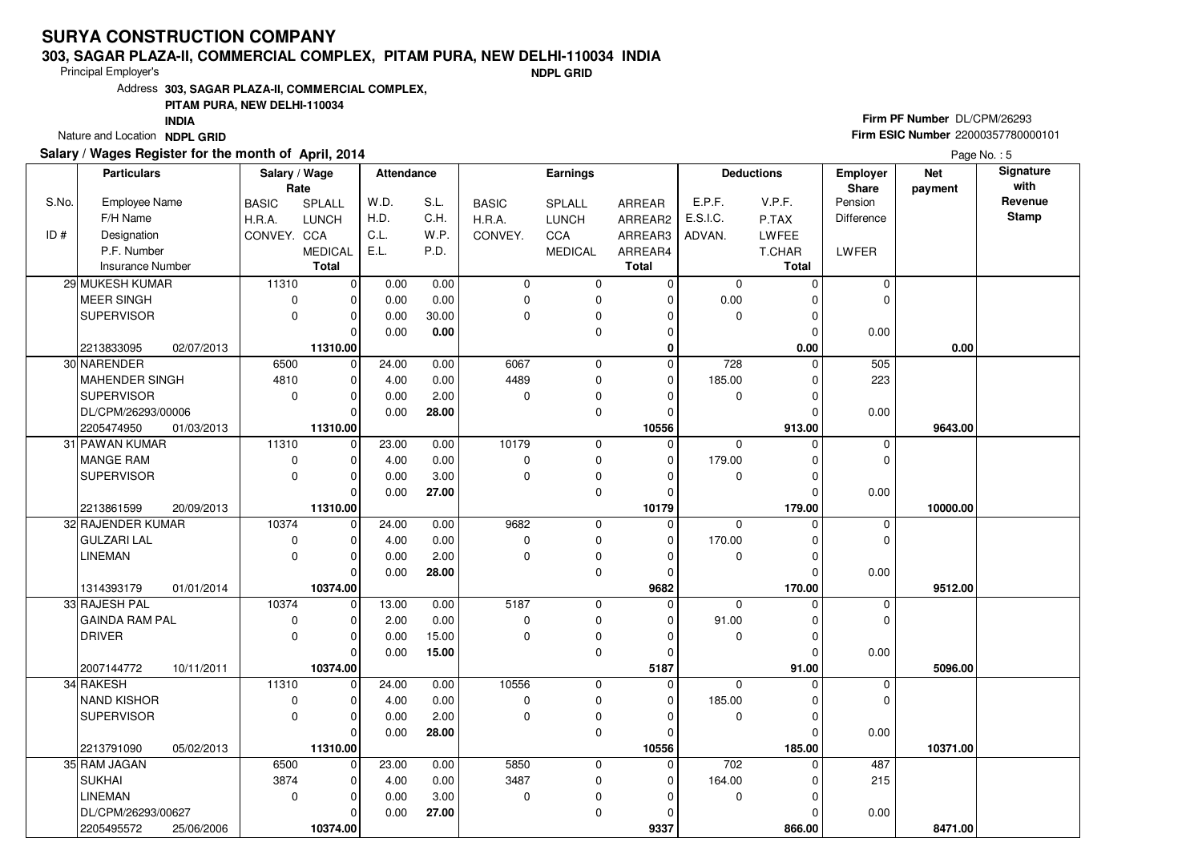# SURYA CONSTRUCTION COMPANY

## 303, SAGAR PLAZA-II, COMMERCIAL COMPLEX, PITAM PURA, NEW DELHI-110034 INDIA

Principal Employer's **NDPL GRID**

Address **303, SAGAR PLAZA-II, COMMERCIAL COMPLEX, PITAM PURA, NEW DELHI-110034 INDIA**

Nature and Location **NDPL GRID**

**Firm PF Number** DL/CPM/26293

**Firm ESIC Number** 22000357780000101

**Salary / Wages Register for the month of April, 2014**

| S.No. / ID # | Employee Name / F/H Name / Designation / P.F. Number / Insurance Number | Salary / Wage Rate: BASIC / H.R.A. / CONVEY. | SPLALL / LUNCH / CCA / MEDICAL / Total | Attendance: W.D. / H.D. / C.L. / E.L. | S.L. / C.H. / W.P. / P.D. | Earnings: BASIC / H.R.A. / CONVEY. | SPLALL / LUNCH / CCA / MEDICAL | ARREAR / ARREAR2 / ARREAR3 / ARREAR4 / Total | Deductions: E.P.F. / E.S.I.C. / ADVAN. | V.P.F. / P.TAX / LWFEE / T.CHAR / Total | Employer Share: Pension / Difference / LWFER | Net payment | Signature with Revenue Stamp |
|---|---|---|---|---|---|---|---|---|---|---|---|---|---|
| 29 | MUKESH KUMAR | 11310 | 0 | 0.00 | 0.00 | 0 | 0 | 0 | 0 | 0 | 0 | | |
| | MEER SINGH | 0 | 0 | 0.00 | 0.00 | 0 | 0 | 0 | 0.00 | 0 | 0 | | |
| | SUPERVISOR | 0 | 0 | 0.00 | 30.00 | 0 | 0 | 0 | 0 | 0 | | | |
| | | | 0 | 0.00 | **0.00** | | 0 | 0 | | 0 | 0.00 | | |
| | 2213833095 02/07/2013 | | **11310.00** | | | | | **0** | | **0.00** | | **0.00** | |
| 30 | NARENDER | 6500 | 0 | 24.00 | 0.00 | 6067 | 0 | 0 | 728 | 0 | 505 | | |
| | MAHENDER SINGH | 4810 | 0 | 4.00 | 0.00 | 4489 | 0 | 0 | 185.00 | 0 | 223 | | |
| | SUPERVISOR | 0 | 0 | 0.00 | 2.00 | 0 | 0 | 0 | 0 | 0 | | | |
| | DL/CPM/26293/00006 | | 0 | 0.00 | **28.00** | | 0 | 0 | | 0 | 0.00 | | |
| | 2205474950 01/03/2013 | | **11310.00** | | | | | **10556** | | **913.00** | | **9643.00** | |
| 31 | PAWAN KUMAR | 11310 | 0 | 23.00 | 0.00 | 10179 | 0 | 0 | 0 | 0 | 0 | | |
| | MANGE RAM | 0 | 0 | 4.00 | 0.00 | 0 | 0 | 0 | 179.00 | 0 | 0 | | |
| | SUPERVISOR | 0 | 0 | 0.00 | 3.00 | 0 | 0 | 0 | 0 | 0 | | | |
| | | | 0 | 0.00 | **27.00** | | 0 | 0 | | 0 | 0.00 | | |
| | 2213861599 20/09/2013 | | **11310.00** | | | | | **10179** | | **179.00** | | **10000.00** | |
| 32 | RAJENDER KUMAR | 10374 | 0 | 24.00 | 0.00 | 9682 | 0 | 0 | 0 | 0 | 0 | | |
| | GULZARI LAL | 0 | 0 | 4.00 | 0.00 | 0 | 0 | 0 | 170.00 | 0 | 0 | | |
| | LINEMAN | 0 | 0 | 0.00 | 2.00 | 0 | 0 | 0 | 0 | 0 | | | |
| | | | 0 | 0.00 | **28.00** | | 0 | 0 | | 0 | 0.00 | | |
| | 1314393179 01/01/2014 | | **10374.00** | | | | | **9682** | | **170.00** | | **9512.00** | |
| 33 | RAJESH PAL | 10374 | 0 | 13.00 | 0.00 | 5187 | 0 | 0 | 0 | 0 | 0 | | |
| | GAINDA RAM PAL | 0 | 0 | 2.00 | 0.00 | 0 | 0 | 0 | 91.00 | 0 | 0 | | |
| | DRIVER | 0 | 0 | 0.00 | 15.00 | 0 | 0 | 0 | 0 | 0 | | | |
| | | | 0 | 0.00 | **15.00** | | 0 | 0 | | 0 | 0.00 | | |
| | 2007144772 10/11/2011 | | **10374.00** | | | | | **5187** | | **91.00** | | **5096.00** | |
| 34 | RAKESH | 11310 | 0 | 24.00 | 0.00 | 10556 | 0 | 0 | 0 | 0 | 0 | | |
| | NAND KISHOR | 0 | 0 | 4.00 | 0.00 | 0 | 0 | 0 | 185.00 | 0 | 0 | | |
| | SUPERVISOR | 0 | 0 | 0.00 | 2.00 | 0 | 0 | 0 | 0 | 0 | | | |
| | | | 0 | 0.00 | **28.00** | | 0 | 0 | | 0 | 0.00 | | |
| | 2213791090 05/02/2013 | | **11310.00** | | | | | **10556** | | **185.00** | | **10371.00** | |
| 35 | RAM JAGAN | 6500 | 0 | 23.00 | 0.00 | 5850 | 0 | 0 | 702 | 0 | 487 | | |
| | SUKHAI | 3874 | 0 | 4.00 | 0.00 | 3487 | 0 | 0 | 164.00 | 0 | 215 | | |
| | LINEMAN | 0 | 0 | 0.00 | 3.00 | 0 | 0 | 0 | 0 | 0 | | | |
| | DL/CPM/26293/00627 | | 0 | 0.00 | **27.00** | | 0 | 0 | | 0 | 0.00 | | |
| | 2205495572 25/06/2006 | | **10374.00** | | | | | **9337** | | **866.00** | | **8471.00** | |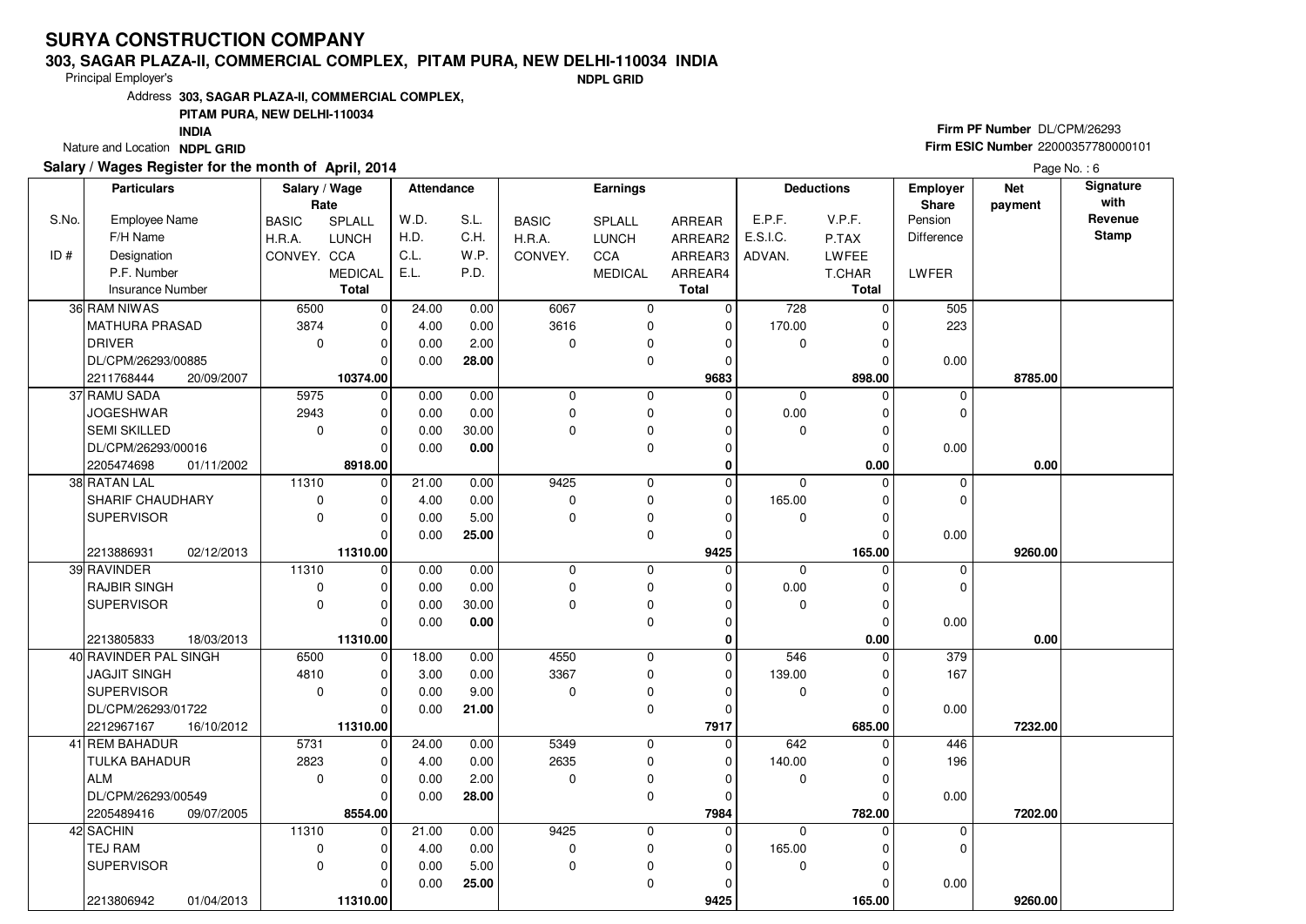# SURYA CONSTRUCTION COMPANY

## 303, SAGAR PLAZA-II, COMMERCIAL COMPLEX, PITAM PURA, NEW DELHI-110034 INDIA

Principal Employer's **NDPL GRID**

Address **303, SAGAR PLAZA-II, COMMERCIAL COMPLEX, PITAM PURA, NEW DELHI-110034 INDIA**

Nature and Location **NDPL GRID**

**Firm PF Number** DL/CPM/26293

**Firm ESIC Number** 22000357780000101

**Salary / Wages Register for the month of April, 2014**

Page No. : 6

| S.No. / ID # | Particulars: Employee Name / F/H Name / Designation / P.F. Number / Insurance Number | Salary / Wage Rate: BASIC / H.R.A. / CONVEY. | Salary / Wage Rate: SPLALL / LUNCH / CCA / MEDICAL / Total | Attendance: W.D. / H.D. / C.L. / E.L. | Attendance: S.L. / C.H. / W.P. / P.D. | Earnings: BASIC / H.R.A. / CONVEY. | Earnings: SPLALL / LUNCH / CCA / MEDICAL | Earnings: ARREAR / ARREAR2 / ARREAR3 / ARREAR4 / Total | Deductions: E.P.F. / E.S.I.C. / ADVAN. | Deductions: V.P.F. / P.TAX / LWFEE / T.CHAR / Total | Employer Share: Pension / Difference / LWFER | Net payment | Signature with Revenue Stamp |
|---|---|---|---|---|---|---|---|---|---|---|---|---|---|
| 36 | RAM NIWAS | 6500 | 0 | 24.00 | 0.00 | 6067 | 0 | 0 | 728 | 0 | 505 | | |
| | MATHURA PRASAD | 3874 | 0 | 4.00 | 0.00 | 3616 | 0 | 0 | 170.00 | 0 | 223 | | |
| | DRIVER | 0 | 0 | 0.00 | 2.00 | 0 | 0 | 0 | 0 | 0 | | | |
| | DL/CPM/26293/00885 | | 0 | 0.00 | **28.00** | | 0 | 0 | | 0 | 0.00 | | |
| | 2211768444 20/09/2007 | | **10374.00** | | | | | **9683** | | **898.00** | | **8785.00** | |
| 37 | RAMU SADA | 5975 | 0 | 0.00 | 0.00 | 0 | 0 | 0 | 0 | 0 | 0 | | |
| | JOGESHWAR | 2943 | 0 | 0.00 | 0.00 | 0 | 0 | 0 | 0.00 | 0 | 0 | | |
| | SEMI SKILLED | 0 | 0 | 0.00 | 30.00 | 0 | 0 | 0 | 0 | 0 | | | |
| | DL/CPM/26293/00016 | | 0 | 0.00 | **0.00** | | 0 | 0 | | 0 | 0.00 | | |
| | 2205474698 01/11/2002 | | **8918.00** | | | | | **0** | | **0.00** | | **0.00** | |
| 38 | RATAN LAL | 11310 | 0 | 21.00 | 0.00 | 9425 | 0 | 0 | 0 | 0 | 0 | | |
| | SHARIF CHAUDHARY | 0 | 0 | 4.00 | 0.00 | 0 | 0 | 0 | 165.00 | 0 | 0 | | |
| | SUPERVISOR | 0 | 0 | 0.00 | 5.00 | 0 | 0 | 0 | 0 | 0 | | | |
| | | | 0 | 0.00 | **25.00** | | 0 | 0 | | 0 | 0.00 | | |
| | 2213886931 02/12/2013 | | **11310.00** | | | | | **9425** | | **165.00** | | **9260.00** | |
| 39 | RAVINDER | 11310 | 0 | 0.00 | 0.00 | 0 | 0 | 0 | 0 | 0 | 0 | | |
| | RAJBIR SINGH | 0 | 0 | 0.00 | 0.00 | 0 | 0 | 0 | 0.00 | 0 | 0 | | |
| | SUPERVISOR | 0 | 0 | 0.00 | 30.00 | 0 | 0 | 0 | 0 | 0 | | | |
| | | | 0 | 0.00 | **0.00** | | 0 | 0 | | 0 | 0.00 | | |
| | 2213805833 18/03/2013 | | **11310.00** | | | | | **0** | | **0.00** | | **0.00** | |
| 40 | RAVINDER PAL SINGH | 6500 | 0 | 18.00 | 0.00 | 4550 | 0 | 0 | 546 | 0 | 379 | | |
| | JAGJIT SINGH | 4810 | 0 | 3.00 | 0.00 | 3367 | 0 | 0 | 139.00 | 0 | 167 | | |
| | SUPERVISOR | 0 | 0 | 0.00 | 9.00 | 0 | 0 | 0 | 0 | 0 | | | |
| | DL/CPM/26293/01722 | | 0 | 0.00 | **21.00** | | 0 | 0 | | 0 | 0.00 | | |
| | 2212967167 16/10/2012 | | **11310.00** | | | | | **7917** | | **685.00** | | **7232.00** | |
| 41 | REM BAHADUR | 5731 | 0 | 24.00 | 0.00 | 5349 | 0 | 0 | 642 | 0 | 446 | | |
| | TULKA BAHADUR | 2823 | 0 | 4.00 | 0.00 | 2635 | 0 | 0 | 140.00 | 0 | 196 | | |
| | ALM | 0 | 0 | 0.00 | 2.00 | 0 | 0 | 0 | 0 | 0 | | | |
| | DL/CPM/26293/00549 | | 0 | 0.00 | **28.00** | | 0 | 0 | | 0 | 0.00 | | |
| | 2205489416 09/07/2005 | | **8554.00** | | | | | **7984** | | **782.00** | | **7202.00** | |
| 42 | SACHIN | 11310 | 0 | 21.00 | 0.00 | 9425 | 0 | 0 | 0 | 0 | 0 | | |
| | TEJ RAM | 0 | 0 | 4.00 | 0.00 | 0 | 0 | 0 | 165.00 | 0 | 0 | | |
| | SUPERVISOR | 0 | 0 | 0.00 | 5.00 | 0 | 0 | 0 | 0 | 0 | | | |
| | | | 0 | 0.00 | **25.00** | | 0 | 0 | | 0 | 0.00 | | |
| | 2213806942 01/04/2013 | | **11310.00** | | | | | **9425** | | **165.00** | | **9260.00** | |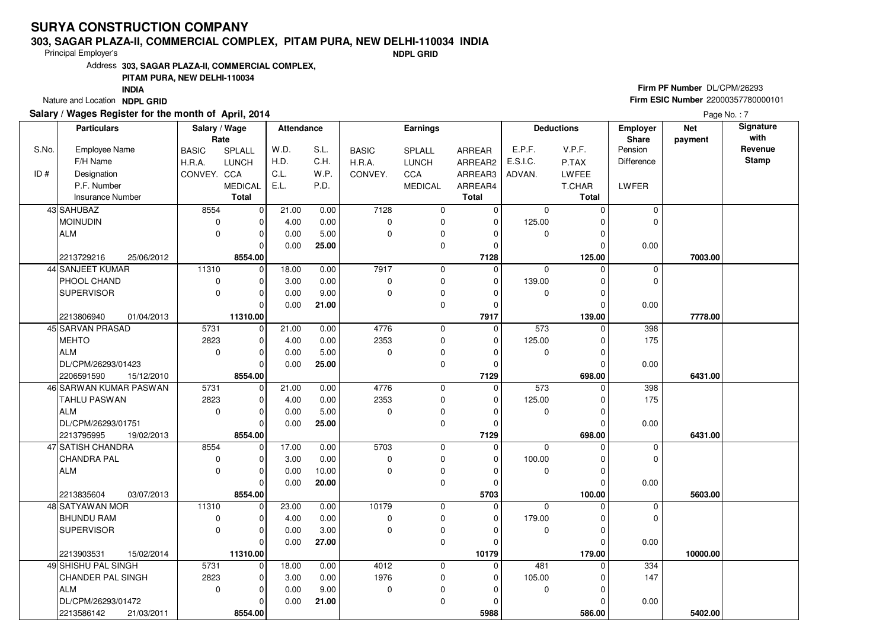# SURYA CONSTRUCTION COMPANY

**303, SAGAR PLAZA-II, COMMERCIAL COMPLEX, PITAM PURA, NEW DELHI-110034 INDIA**

Principal Employer's **NDPL GRID**

Address **303, SAGAR PLAZA-II, COMMERCIAL COMPLEX, PITAM PURA, NEW DELHI-110034 INDIA**

Nature and Location **NDPL GRID**

**Firm PF Number** DL/CPM/26293

**Firm ESIC Number** 22000357780000101

**Salary / Wages Register for the month of April, 2014**

Page No. : 7

| S.No. / ID # | Particulars: Employee Name / F/H Name / Designation / P.F. Number / Insurance Number | Salary / Wage Rate: BASIC / H.R.A. / CONVEY. | SPLALL / LUNCH / CCA / MEDICAL / Total | Attendance: W.D. / H.D. / C.L. / E.L. | S.L. / C.H. / W.P. / P.D. | Earnings: BASIC / H.R.A. / CONVEY. | SPLALL / LUNCH / CCA / MEDICAL | ARREAR / ARREAR2 / ARREAR3 / ARREAR4 / Total | Deductions: E.P.F. / E.S.I.C. / ADVAN. | V.P.F. / P.TAX / LWFEE / T.CHAR / Total | Employer Share: Pension / Difference / LWFER | Net payment | Signature with Revenue Stamp |
|---|---|---|---|---|---|---|---|---|---|---|---|---|---|
| 43 | SAHUBAZ<br>MOINUDIN<br>ALM<br><br>2213729216 25/06/2012 | 8554<br>0<br>0 | 0<br>0<br>0<br>0<br>**8554.00** | 21.00<br>4.00<br>0.00<br>0.00 | 0.00<br>0.00<br>5.00<br>**25.00** | 7128<br>0<br>0 | 0<br>0<br>0<br>0 | 0<br>0<br>0<br>0<br>**7128** | 0<br>125.00<br>0 | 0<br>0<br>0<br>0<br>**125.00** | 0<br>0<br><br>0.00 | **7003.00** | |
| 44 | SANJEET KUMAR<br>PHOOL CHAND<br>SUPERVISOR<br><br>2213806940 01/04/2013 | 11310<br>0<br>0 | 0<br>0<br>0<br>0<br>**11310.00** | 18.00<br>3.00<br>0.00<br>0.00 | 0.00<br>0.00<br>9.00<br>**21.00** | 7917<br>0<br>0 | 0<br>0<br>0<br>0 | 0<br>0<br>0<br>0<br>**7917** | 0<br>139.00<br>0 | 0<br>0<br>0<br>0<br>**139.00** | 0<br>0<br><br>0.00 | **7778.00** | |
| 45 | SARVAN PRASAD<br>MEHTO<br>ALM<br>DL/CPM/26293/01423<br>2206591590 15/12/2010 | 5731<br>2823<br>0 | 0<br>0<br>0<br>0<br>**8554.00** | 21.00<br>4.00<br>0.00<br>0.00 | 0.00<br>0.00<br>5.00<br>**25.00** | 4776<br>2353<br>0 | 0<br>0<br>0<br>0 | 0<br>0<br>0<br>0<br>**7129** | 573<br>125.00<br>0 | 0<br>0<br>0<br>0<br>**698.00** | 398<br>175<br><br>0.00 | **6431.00** | |
| 46 | SARWAN KUMAR PASWAN<br>TAHLU PASWAN<br>ALM<br>DL/CPM/26293/01751<br>2213795995 19/02/2013 | 5731<br>2823<br>0 | 0<br>0<br>0<br>0<br>**8554.00** | 21.00<br>4.00<br>0.00<br>0.00 | 0.00<br>0.00<br>5.00<br>**25.00** | 4776<br>2353<br>0 | 0<br>0<br>0<br>0 | 0<br>0<br>0<br>0<br>**7129** | 573<br>125.00<br>0 | 0<br>0<br>0<br>0<br>**698.00** | 398<br>175<br><br>0.00 | **6431.00** | |
| 47 | SATISH CHANDRA<br>CHANDRA PAL<br>ALM<br><br>2213835604 03/07/2013 | 8554<br>0<br>0 | 0<br>0<br>0<br>0<br>**8554.00** | 17.00<br>3.00<br>0.00<br>0.00 | 0.00<br>0.00<br>10.00<br>**20.00** | 5703<br>0<br>0 | 0<br>0<br>0<br>0 | 0<br>0<br>0<br>0<br>**5703** | 0<br>100.00<br>0 | 0<br>0<br>0<br>0<br>**100.00** | 0<br>0<br><br>0.00 | **5603.00** | |
| 48 | SATYAWAN MOR<br>BHUNDU RAM<br>SUPERVISOR<br><br>2213903531 15/02/2014 | 11310<br>0<br>0 | 0<br>0<br>0<br>0<br>**11310.00** | 23.00<br>4.00<br>0.00<br>0.00 | 0.00<br>0.00<br>3.00<br>**27.00** | 10179<br>0<br>0 | 0<br>0<br>0<br>0 | 0<br>0<br>0<br>0<br>**10179** | 0<br>179.00<br>0 | 0<br>0<br>0<br>0<br>**179.00** | 0<br>0<br><br>0.00 | **10000.00** | |
| 49 | SHISHU PAL SINGH<br>CHANDER PAL SINGH<br>ALM<br>DL/CPM/26293/01472<br>2213586142 21/03/2011 | 5731<br>2823<br>0 | 0<br>0<br>0<br>0<br>**8554.00** | 18.00<br>3.00<br>0.00<br>0.00 | 0.00<br>0.00<br>9.00<br>**21.00** | 4012<br>1976<br>0 | 0<br>0<br>0<br>0 | 0<br>0<br>0<br>0<br>**5988** | 481<br>105.00<br>0 | 0<br>0<br>0<br>0<br>**586.00** | 334<br>147<br><br>0.00 | **5402.00** | |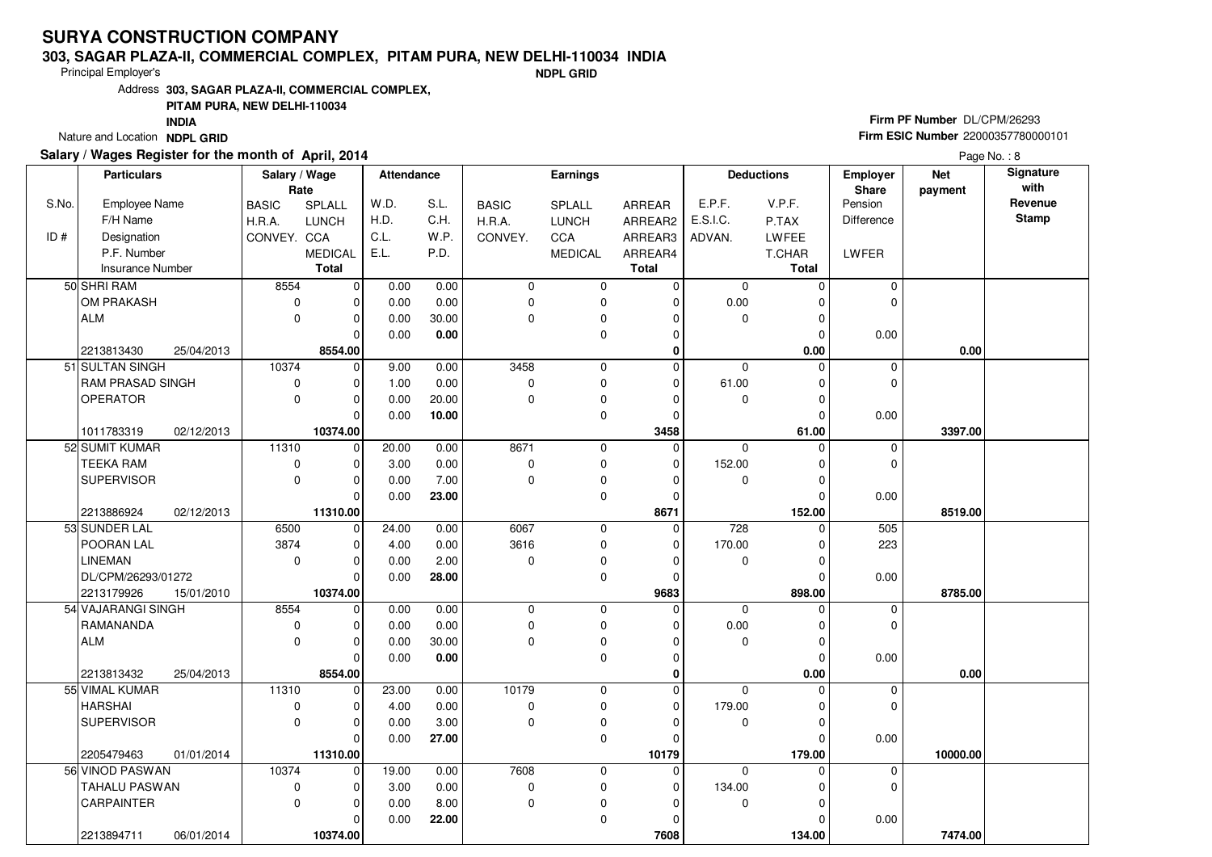# SURYA CONSTRUCTION COMPANY

**303, SAGAR PLAZA-II, COMMERCIAL COMPLEX, PITAM PURA, NEW DELHI-110034 INDIA**

Principal Employer's **NDPL GRID**

Address **303, SAGAR PLAZA-II, COMMERCIAL COMPLEX, PITAM PURA, NEW DELHI-110034 INDIA**

Nature and Location **NDPL GRID**

**Firm PF Number** DL/CPM/26293
**Firm ESIC Number** 22000357780000101

**Salary / Wages Register for the month of April, 2014**

| S.No. / ID # | Particulars: Employee Name / F/H Name / Designation / P.F. Number / Insurance Number | Salary / Wage Rate: BASIC / H.R.A. / CONVEY. | SPLALL / LUNCH / CCA / MEDICAL / Total | Attendance: W.D. / H.D. / C.L. / E.L. | S.L. / C.H. / W.P. / P.D. | Earnings: BASIC / H.R.A. / CONVEY. | SPLALL / LUNCH / CCA / MEDICAL | ARREAR / ARREAR2 / ARREAR3 / ARREAR4 / Total | Deductions: E.P.F. / E.S.I.C. / ADVAN. | V.P.F. / P.TAX / LWFEE / T.CHAR / Total | Employer Share: Pension / Difference / LWFER | Net payment | Signature with Revenue Stamp |
|---|---|---|---|---|---|---|---|---|---|---|---|---|---|
| 50 | SHRI RAM<br>OM PRAKASH<br>ALM<br><br>2213813430 25/04/2013 | 8554<br>0<br>0 | 0<br>0<br>0<br>0<br>**8554.00** | 0.00<br>0.00<br>0.00<br>0.00 | 0.00<br>0.00<br>30.00<br>**0.00** | 0<br>0<br>0 | 0<br>0<br>0<br>0 | 0<br>0<br>0<br>0<br>**0** | 0<br>0.00<br>0 | 0<br>0<br>0<br>0<br>**0.00** | 0<br>0<br>0.00 | **0.00** | |
| 51 | SULTAN SINGH<br>RAM PRASAD SINGH<br>OPERATOR<br><br>1011783319 02/12/2013 | 10374<br>0<br>0 | 0<br>0<br>0<br>0<br>**10374.00** | 9.00<br>1.00<br>0.00<br>0.00 | 0.00<br>0.00<br>20.00<br>**10.00** | 3458<br>0<br>0 | 0<br>0<br>0<br>0 | 0<br>0<br>0<br>0<br>**3458** | 0<br>61.00<br>0 | 0<br>0<br>0<br>0<br>**61.00** | 0<br>0<br>0.00 | **3397.00** | |
| 52 | SUMIT KUMAR<br>TEEKA RAM<br>SUPERVISOR<br><br>2213886924 02/12/2013 | 11310<br>0<br>0 | 0<br>0<br>0<br>0<br>**11310.00** | 20.00<br>3.00<br>0.00<br>0.00 | 0.00<br>0.00<br>7.00<br>**23.00** | 8671<br>0<br>0 | 0<br>0<br>0<br>0 | 0<br>0<br>0<br>0<br>**8671** | 0<br>152.00<br>0 | 0<br>0<br>0<br>0<br>**152.00** | 0<br>0<br>0.00 | **8519.00** | |
| 53 | SUNDER LAL<br>POORAN LAL<br>LINEMAN<br>DL/CPM/26293/01272<br>2213179926 15/01/2010 | 6500<br>3874<br>0 | 0<br>0<br>0<br>0<br>**10374.00** | 24.00<br>4.00<br>0.00<br>0.00 | 0.00<br>0.00<br>2.00<br>**28.00** | 6067<br>3616<br>0 | 0<br>0<br>0<br>0 | 0<br>0<br>0<br>0<br>**9683** | 728<br>170.00<br>0 | 0<br>0<br>0<br>0<br>**898.00** | 505<br>223<br>0.00 | **8785.00** | |
| 54 | VAJARANGI SINGH<br>RAMANANDA<br>ALM<br><br>2213813432 25/04/2013 | 8554<br>0<br>0 | 0<br>0<br>0<br>0<br>**8554.00** | 0.00<br>0.00<br>0.00<br>0.00 | 0.00<br>0.00<br>30.00<br>**0.00** | 0<br>0<br>0 | 0<br>0<br>0<br>0 | 0<br>0<br>0<br>0<br>**0** | 0<br>0.00<br>0 | 0<br>0<br>0<br>0<br>**0.00** | 0<br>0<br>0.00 | **0.00** | |
| 55 | VIMAL KUMAR<br>HARSHAI<br>SUPERVISOR<br><br>2205479463 01/01/2014 | 11310<br>0<br>0 | 0<br>0<br>0<br>0<br>**11310.00** | 23.00<br>4.00<br>0.00<br>0.00 | 0.00<br>0.00<br>3.00<br>**27.00** | 10179<br>0<br>0 | 0<br>0<br>0<br>0 | 0<br>0<br>0<br>0<br>**10179** | 0<br>179.00<br>0 | 0<br>0<br>0<br>0<br>**179.00** | 0<br>0<br>0.00 | **10000.00** | |
| 56 | VINOD PASWAN<br>TAHALU PASWAN<br>CARPAINTER<br><br>2213894711 06/01/2014 | 10374<br>0<br>0 | 0<br>0<br>0<br>0<br>**10374.00** | 19.00<br>3.00<br>0.00<br>0.00 | 0.00<br>0.00<br>8.00<br>**22.00** | 7608<br>0<br>0 | 0<br>0<br>0<br>0 | 0<br>0<br>0<br>0<br>**7608** | 0<br>134.00<br>0 | 0<br>0<br>0<br>0<br>**134.00** | 0<br>0<br>0.00 | **7474.00** | |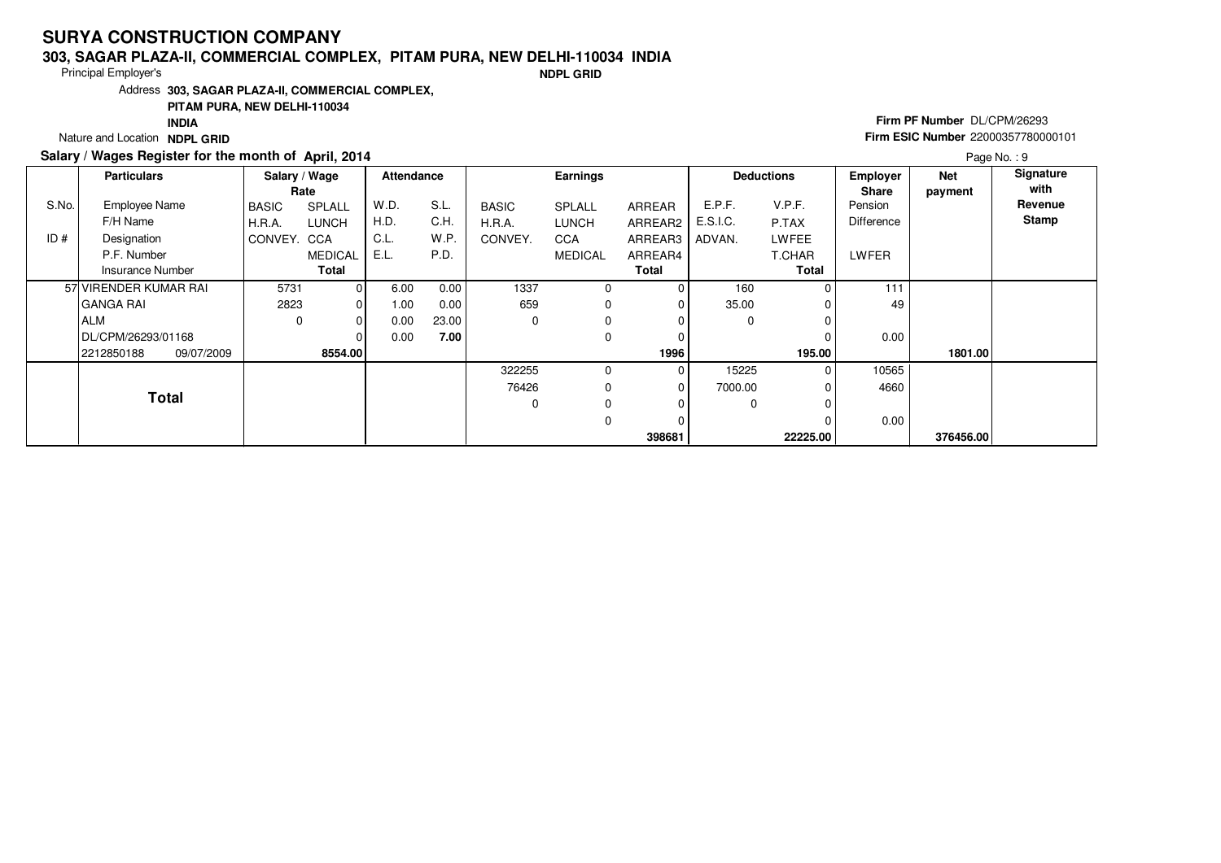# SURYA CONSTRUCTION COMPANY

## 303, SAGAR PLAZA-II, COMMERCIAL COMPLEX, PITAM PURA, NEW DELHI-110034 INDIA

Principal Employer's **NDPL GRID**

Address **303, SAGAR PLAZA-II, COMMERCIAL COMPLEX, PITAM PURA, NEW DELHI-110034 INDIA**

Nature and Location **NDPL GRID**

**Firm PF Number** DL/CPM/26293
**Firm ESIC Number** 22000357780000101

**Salary / Wages Register for the month of April, 2014**

Page No. : 9

| Particulars | | Salary / Wage Rate | | Attendance | | Earnings | | | Deductions | | Employer Share | Net payment | Signature with Revenue Stamp |
|---|---|---|---|---|---|---|---|---|---|---|---|---|---|
| S.No. | Employee Name | BASIC | SPLALL | W.D. | S.L. | BASIC | SPLALL | ARREAR | E.P.F. | V.P.F. | Pension | | |
| | F/H Name | H.R.A. | LUNCH | H.D. | C.H. | H.R.A. | LUNCH | ARREAR2 | E.S.I.C. | P.TAX | Difference | | |
| ID # | Designation | CONVEY. | CCA | C.L. | W.P. | CONVEY. | CCA | ARREAR3 | ADVAN. | LWFEE | | | |
| | P.F. Number | | MEDICAL | E.L. | P.D. | | MEDICAL | ARREAR4 | | T.CHAR | LWFER | | |
| | Insurance Number | | Total | | | | | Total | | Total | | | |
| 57 | VIRENDER KUMAR RAI | 5731 | 0 | 6.00 | 0.00 | 1337 | 0 | 0 | 160 | 0 | 111 | | |
| | GANGA RAI | 2823 | 0 | 1.00 | 0.00 | 659 | 0 | 0 | 35.00 | 0 | 49 | | |
| | ALM | 0 | 0 | 0.00 | 23.00 | 0 | 0 | 0 | 0 | 0 | | | |
| | DL/CPM/26293/01168 | | 0 | 0.00 | **7.00** | | 0 | 0 | | 0 | 0.00 | | |
| | 2212850188 09/07/2009 | | **8554.00** | | | | | **1996** | | **195.00** | | **1801.00** | |
| | | | | | | 322255 | 0 | 0 | 15225 | 0 | 10565 | | |
| | **Total** | | | | | 76426 | 0 | 0 | 7000.00 | 0 | 4660 | | |
| | | | | | | 0 | 0 | 0 | 0 | 0 | | | |
| | | | | | | | 0 | 0 | | 0 | 0.00 | | |
| | | | | | | | | **398681** | | **22225.00** | | **376456.00** | |